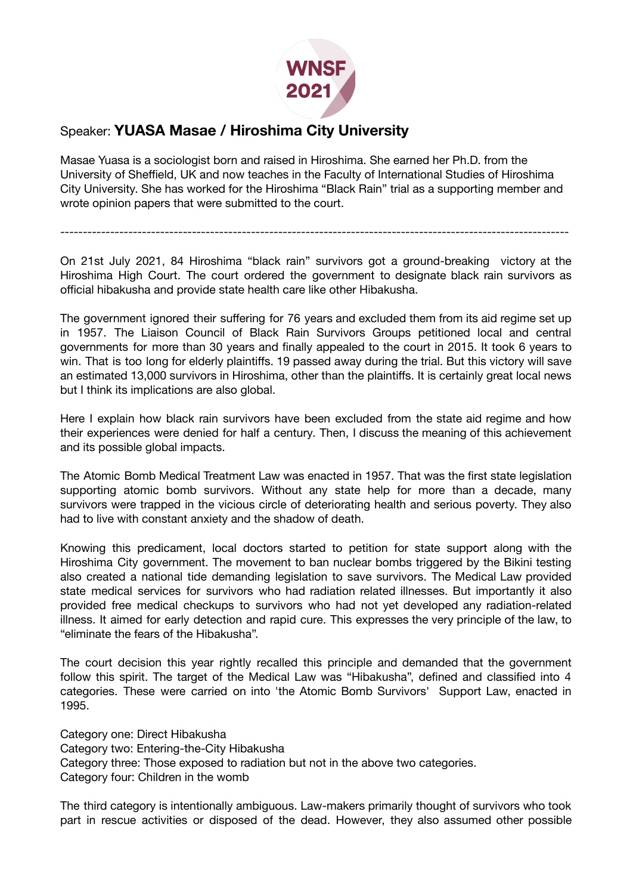WNSF 2021

## Speaker: **YUASA Masae / Hiroshima City University**

Masae Yuasa is a sociologist born and raised in Hiroshima. She earned her Ph.D. from the University of Sheffield, UK and now teaches in the Faculty of International Studies of Hiroshima City University. She has worked for the Hiroshima "Black Rain" trial as a supporting member and wrote opinion papers that were submitted to the court.

---

On 21st July 2021, 84 Hiroshima "black rain" survivors got a ground-breaking victory at the Hiroshima High Court. The court ordered the government to designate black rain survivors as official hibakusha and provide state health care like other Hibakusha.

The government ignored their suffering for 76 years and excluded them from its aid regime set up in 1957. The Liaison Council of Black Rain Survivors Groups petitioned local and central governments for more than 30 years and finally appealed to the court in 2015. It took 6 years to win. That is too long for elderly plaintiffs. 19 passed away during the trial. But this victory will save an estimated 13,000 survivors in Hiroshima, other than the plaintiffs. It is certainly great local news but I think its implications are also global.

Here I explain how black rain survivors have been excluded from the state aid regime and how their experiences were denied for half a century. Then, I discuss the meaning of this achievement and its possible global impacts.

The Atomic Bomb Medical Treatment Law was enacted in 1957. That was the first state legislation supporting atomic bomb survivors. Without any state help for more than a decade, many survivors were trapped in the vicious circle of deteriorating health and serious poverty. They also had to live with constant anxiety and the shadow of death.

Knowing this predicament, local doctors started to petition for state support along with the Hiroshima City government. The movement to ban nuclear bombs triggered by the Bikini testing also created a national tide demanding legislation to save survivors. The Medical Law provided state medical services for survivors who had radiation related illnesses. But importantly it also provided free medical checkups to survivors who had not yet developed any radiation-related illness. It aimed for early detection and rapid cure. This expresses the very principle of the law, to "eliminate the fears of the Hibakusha".

The court decision this year rightly recalled this principle and demanded that the government follow this spirit. The target of the Medical Law was "Hibakusha", defined and classified into 4 categories. These were carried on into 'the Atomic Bomb Survivors' Support Law, enacted in 1995.

Category one: Direct Hibakusha
Category two: Entering-the-City Hibakusha
Category three: Those exposed to radiation but not in the above two categories.
Category four: Children in the womb

The third category is intentionally ambiguous. Law-makers primarily thought of survivors who took part in rescue activities or disposed of the dead. However, they also assumed other possible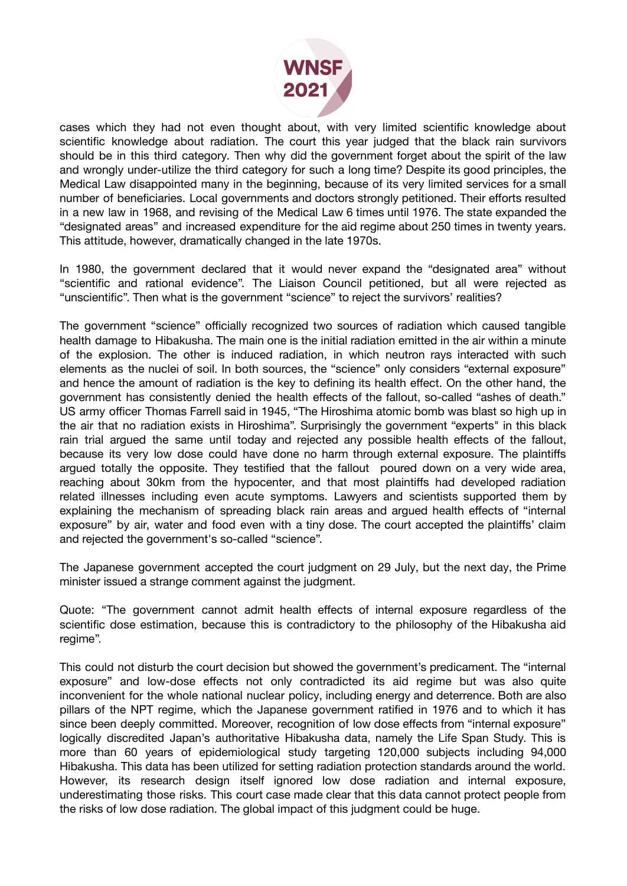cases which they had not even thought about, with very limited scientific knowledge about scientific knowledge about radiation. The court this year judged that the black rain survivors should be in this third category. Then why did the government forget about the spirit of the law and wrongly under-utilize the third category for such a long time? Despite its good principles, the Medical Law disappointed many in the beginning, because of its very limited services for a small number of beneficiaries. Local governments and doctors strongly petitioned. Their efforts resulted in a new law in 1968, and revising of the Medical Law 6 times until 1976. The state expanded the "designated areas" and increased expenditure for the aid regime about 250 times in twenty years. This attitude, however, dramatically changed in the late 1970s.

In 1980, the government declared that it would never expand the "designated area" without "scientific and rational evidence". The Liaison Council petitioned, but all were rejected as "unscientific". Then what is the government "science" to reject the survivors' realities?

The government "science" officially recognized two sources of radiation which caused tangible health damage to Hibakusha. The main one is the initial radiation emitted in the air within a minute of the explosion. The other is induced radiation, in which neutron rays interacted with such elements as the nuclei of soil. In both sources, the "science" only considers "external exposure" and hence the amount of radiation is the key to defining its health effect. On the other hand, the government has consistently denied the health effects of the fallout, so-called "ashes of death." US army officer Thomas Farrell said in 1945, "The Hiroshima atomic bomb was blast so high up in the air that no radiation exists in Hiroshima". Surprisingly the government "experts" in this black rain trial argued the same until today and rejected any possible health effects of the fallout, because its very low dose could have done no harm through external exposure. The plaintiffs argued totally the opposite. They testified that the fallout poured down on a very wide area, reaching about 30km from the hypocenter, and that most plaintiffs had developed radiation related illnesses including even acute symptoms. Lawyers and scientists supported them by explaining the mechanism of spreading black rain areas and argued health effects of "internal exposure" by air, water and food even with a tiny dose. The court accepted the plaintiffs' claim and rejected the government's so-called "science".

The Japanese government accepted the court judgment on 29 July, but the next day, the Prime minister issued a strange comment against the judgment.

Quote: "The government cannot admit health effects of internal exposure regardless of the scientific dose estimation, because this is contradictory to the philosophy of the Hibakusha aid regime".

This could not disturb the court decision but showed the government's predicament. The "internal exposure" and low-dose effects not only contradicted its aid regime but was also quite inconvenient for the whole national nuclear policy, including energy and deterrence. Both are also pillars of the NPT regime, which the Japanese government ratified in 1976 and to which it has since been deeply committed. Moreover, recognition of low dose effects from "internal exposure" logically discredited Japan's authoritative Hibakusha data, namely the Life Span Study. This is more than 60 years of epidemiological study targeting 120,000 subjects including 94,000 Hibakusha. This data has been utilized for setting radiation protection standards around the world. However, its research design itself ignored low dose radiation and internal exposure, underestimating those risks. This court case made clear that this data cannot protect people from the risks of low dose radiation. The global impact of this judgment could be huge.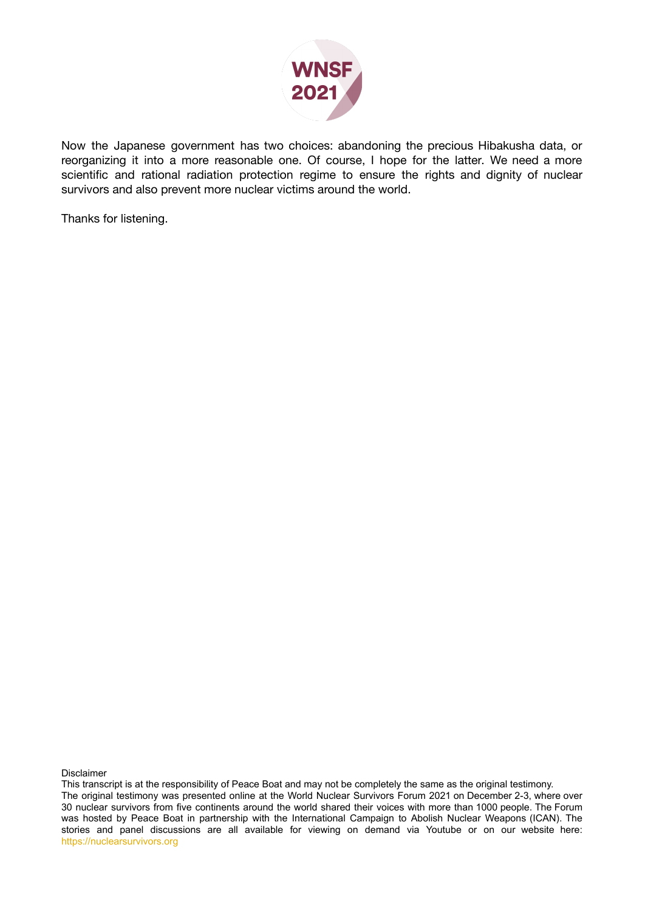Now the Japanese government has two choices: abandoning the precious Hibakusha data, or reorganizing it into a more reasonable one. Of course, I hope for the latter. We need a more scientific and rational radiation protection regime to ensure the rights and dignity of nuclear survivors and also prevent more nuclear victims around the world.

Thanks for listening.

Disclaimer

This transcript is at the responsibility of Peace Boat and may not be completely the same as the original testimony.

The original testimony was presented online at the World Nuclear Survivors Forum 2021 on December 2-3, where over 30 nuclear survivors from five continents around the world shared their voices with more than 1000 people. The Forum was hosted by Peace Boat in partnership with the International Campaign to Abolish Nuclear Weapons (ICAN). The stories and panel discussions are all available for viewing on demand via Youtube or on our website here: https://nuclearsurvivors.org